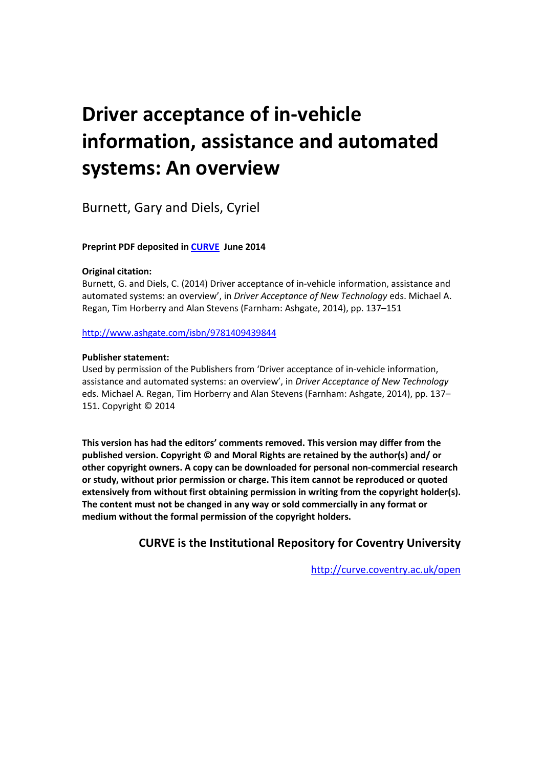# Driver acceptance of in-vehicle information, assistance and automated systems: An overview

Burnett, Gary and Diels, Cyriel

**Preprint PDF deposited in [CURVE](http://curve.coventry.ac.uk/open) June 2014**

**Original citation:**

Burnett, G. and Diels, C. (2014) Driver acceptance of in-vehicle information, assistance and automated systems: an overview', in *Driver Acceptance of New Technology* eds. Michael A. Regan, Tim Horberry and Alan Stevens (Farnham: Ashgate, 2014), pp. 137–151

[http://www.ashgate.com/isbn/9781409439844](http://www.ashgate.com/isbn/9781409439844)

**Publisher statement:**

Used by permission of the Publishers from 'Driver acceptance of in-vehicle information, assistance and automated systems: an overview', in *Driver Acceptance of New Technology* eds. Michael A. Regan, Tim Horberry and Alan Stevens (Farnham: Ashgate, 2014), pp. 137–151. Copyright © 2014

**This version has had the editors' comments removed. This version may differ from the published version. Copyright © and Moral Rights are retained by the author(s) and/ or other copyright owners. A copy can be downloaded for personal non-commercial research or study, without prior permission or charge. This item cannot be reproduced or quoted extensively from without first obtaining permission in writing from the copyright holder(s). The content must not be changed in any way or sold commercially in any format or medium without the formal permission of the copyright holders.**

**CURVE is the Institutional Repository for Coventry University**

[http://curve.coventry.ac.uk/open](http://curve.coventry.ac.uk/open)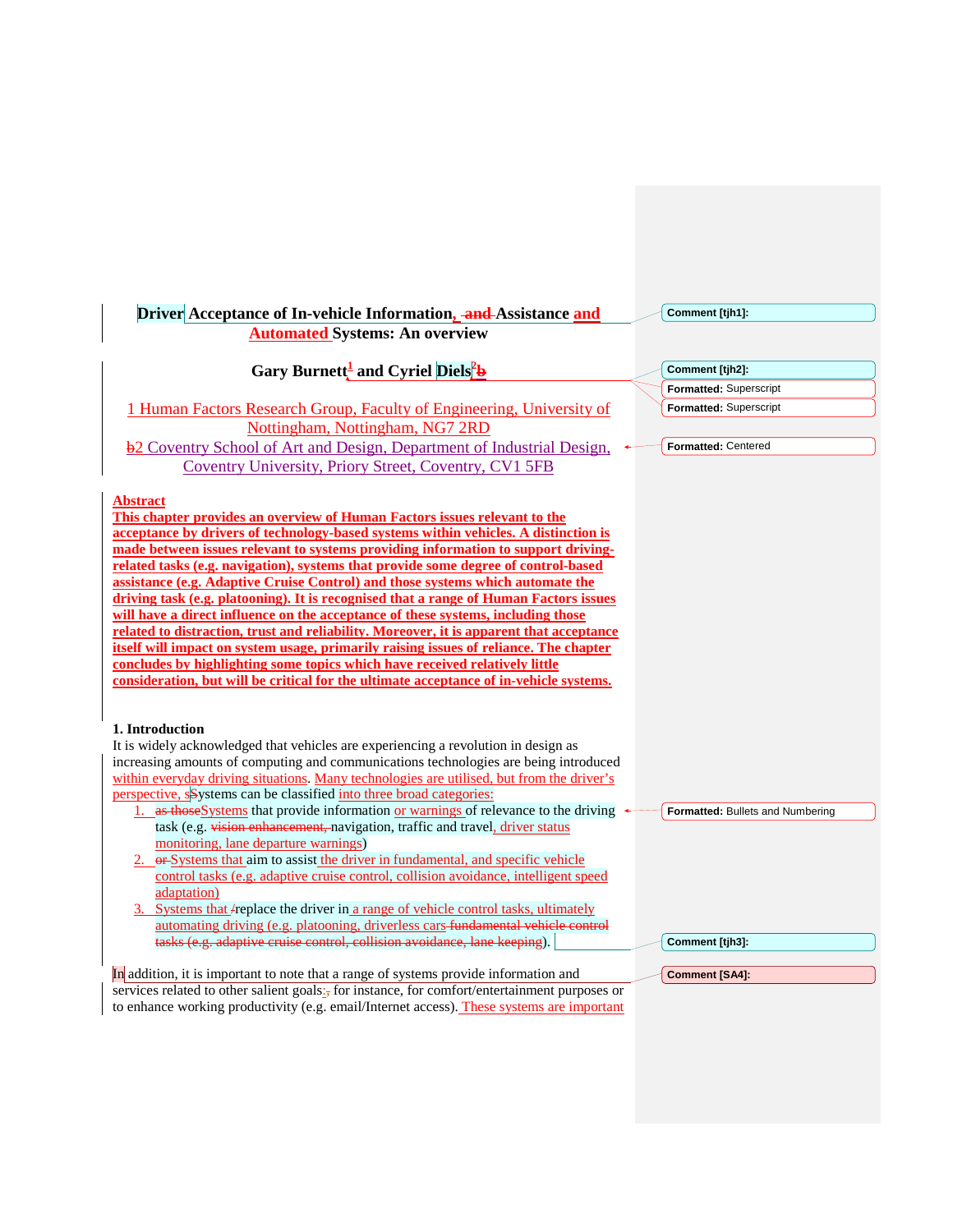# Driver Acceptance of In-vehicle Information, Assistance and Automated Systems: An overview

**Gary Burnett[1] and Cyriel Diels[2]**

1 Human Factors Research Group, Faculty of Engineering, University of Nottingham, Nottingham, NG7 2RD

2 Coventry School of Art and Design, Department of Industrial Design, Coventry University, Priory Street, Coventry, CV1 5FB

**Abstract**

**This chapter provides an overview of Human Factors issues relevant to the acceptance by drivers of technology-based systems within vehicles. A distinction is made between issues relevant to systems providing information to support driving-related tasks (e.g. navigation), systems that provide some degree of control-based assistance (e.g. Adaptive Cruise Control) and those systems which automate the driving task (e.g. platooning). It is recognised that a range of Human Factors issues will have a direct influence on the acceptance of these systems, including those related to distraction, trust and reliability. Moreover, it is apparent that acceptance itself will impact on system usage, primarily raising issues of reliance. The chapter concludes by highlighting some topics which have received relatively little consideration, but will be critical for the ultimate acceptance of in-vehicle systems.**

## 1. Introduction

It is widely acknowledged that vehicles are experiencing a revolution in design as increasing amounts of computing and communications technologies are being introduced within everyday driving situations. Many technologies are utilised, but from the driver's perspective, systems can be classified into three broad categories:

1. Systems that provide information or warnings of relevance to the driving task (e.g. navigation, traffic and travel, driver status monitoring, lane departure warnings)
2. Systems that aim to assist the driver in fundamental, and specific vehicle control tasks (e.g. adaptive cruise control, collision avoidance, intelligent speed adaptation)
3. Systems that replace the driver in a range of vehicle control tasks, ultimately automating driving (e.g. platooning, driverless cars).

In addition, it is important to note that a range of systems provide information and services related to other salient goals: for instance, for comfort/entertainment purposes or to enhance working productivity (e.g. email/Internet access). These systems are important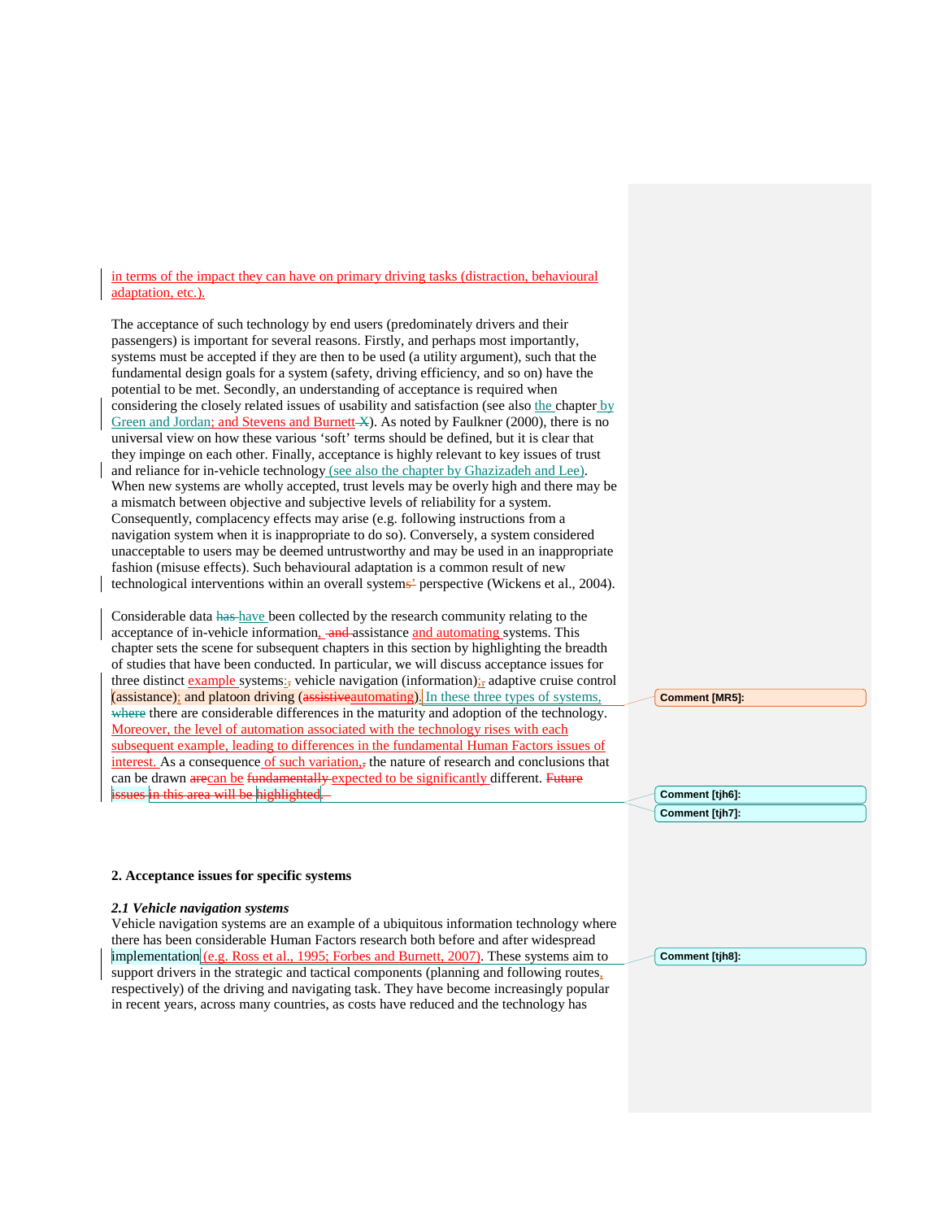in terms of the impact they can have on primary driving tasks (distraction, behavioural adaptation, etc.).

The acceptance of such technology by end users (predominately drivers and their passengers) is important for several reasons. Firstly, and perhaps most importantly, systems must be accepted if they are then to be used (a utility argument), such that the fundamental design goals for a system (safety, driving efficiency, and so on) have the potential to be met. Secondly, an understanding of acceptance is required when considering the closely related issues of usability and satisfaction (see also the chapter by Green and Jordan; and Stevens and Burnett). As noted by Faulkner (2000), there is no universal view on how these various 'soft' terms should be defined, but it is clear that they impinge on each other. Finally, acceptance is highly relevant to key issues of trust and reliance for in-vehicle technology (see also the chapter by Ghazizadeh and Lee). When new systems are wholly accepted, trust levels may be overly high and there may be a mismatch between objective and subjective levels of reliability for a system. Consequently, complacency effects may arise (e.g. following instructions from a navigation system when it is inappropriate to do so). Conversely, a system considered unacceptable to users may be deemed untrustworthy and may be used in an inappropriate fashion (misuse effects). Such behavioural adaptation is a common result of new technological interventions within an overall systems perspective (Wickens et al., 2004).

Considerable data have been collected by the research community relating to the acceptance of in-vehicle information, assistance and automating systems. This chapter sets the scene for subsequent chapters in this section by highlighting the breadth of studies that have been conducted. In particular, we will discuss acceptance issues for three distinct example systems: vehicle navigation (information); adaptive cruise control (assistance); and platoon driving (automating). In these three types of systems, there are considerable differences in the maturity and adoption of the technology. Moreover, the level of automation associated with the technology rises with each subsequent example, leading to differences in the fundamental Human Factors issues of interest. As a consequence of such variation, the nature of research and conclusions that can be drawn can be expected to be significantly different.

## 2. Acceptance issues for specific systems

### *2.1 Vehicle navigation systems*

Vehicle navigation systems are an example of a ubiquitous information technology where there has been considerable Human Factors research both before and after widespread implementation (e.g. Ross et al., 1995; Forbes and Burnett, 2007). These systems aim to support drivers in the strategic and tactical components (planning and following routes, respectively) of the driving and navigating task. They have become increasingly popular in recent years, across many countries, as costs have reduced and the technology has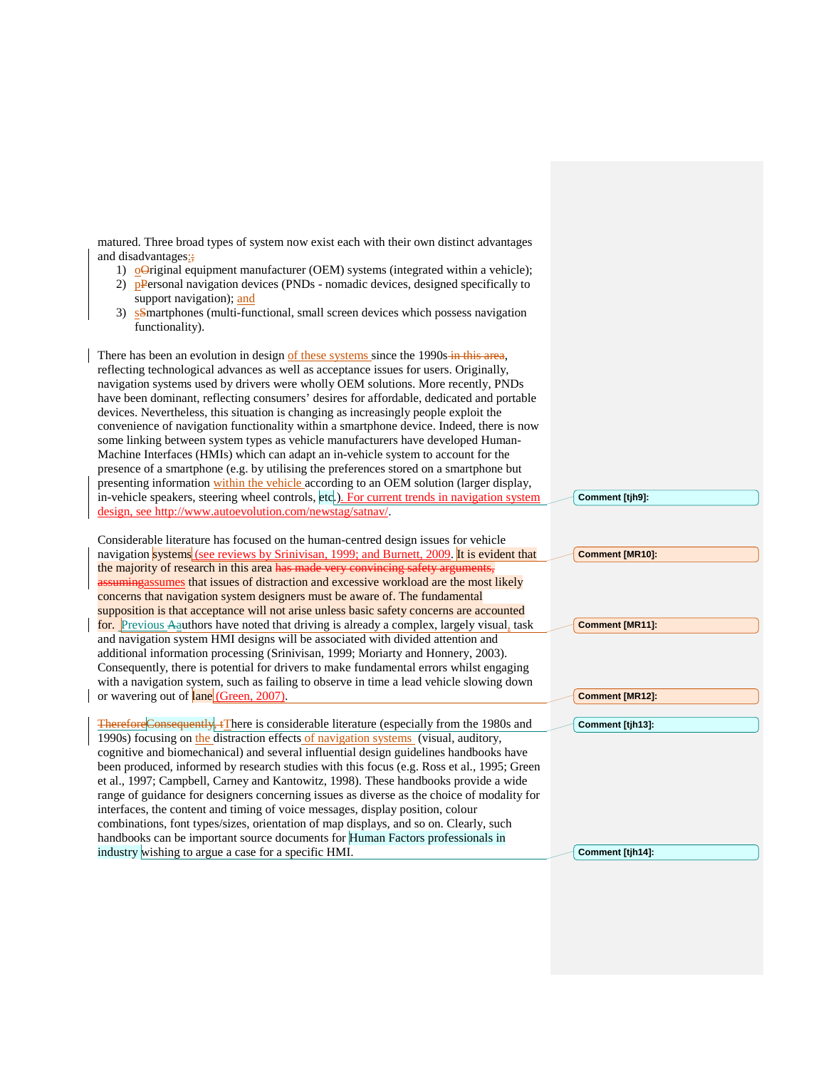matured. Three broad types of system now exist each with their own distinct advantages and disadvantages:

1) original equipment manufacturer (OEM) systems (integrated within a vehicle);
2) personal navigation devices (PNDs - nomadic devices, designed specifically to support navigation); and
3) smartphones (multi-functional, small screen devices which possess navigation functionality).

There has been an evolution in design of these systems since the 1990s, reflecting technological advances as well as acceptance issues for users. Originally, navigation systems used by drivers were wholly OEM solutions. More recently, PNDs have been dominant, reflecting consumers' desires for affordable, dedicated and portable devices. Nevertheless, this situation is changing as increasingly people exploit the convenience of navigation functionality within a smartphone device. Indeed, there is now some linking between system types as vehicle manufacturers have developed Human-Machine Interfaces (HMIs) which can adapt an in-vehicle system to account for the presence of a smartphone (e.g. by utilising the preferences stored on a smartphone but presenting information within the vehicle according to an OEM solution (larger display, in-vehicle speakers, steering wheel controls, etc.). For current trends in navigation system design, see http://www.autoevolution.com/newstag/satnav/.

Considerable literature has focused on the human-centred design issues for vehicle navigation systems (see reviews by Srinivisan, 1999; and Burnett, 2009. It is evident that the majority of research in this area assumes that issues of distraction and excessive workload are the most likely concerns that navigation system designers must be aware of. The fundamental supposition is that acceptance will not arise unless basic safety concerns are accounted for. Previous authors have noted that driving is already a complex, largely visual, task and navigation system HMI designs will be associated with divided attention and additional information processing (Srinivisan, 1999; Moriarty and Honnery, 2003). Consequently, there is potential for drivers to make fundamental errors whilst engaging with a navigation system, such as failing to observe in time a lead vehicle slowing down or wavering out of lane (Green, 2007).

There is considerable literature (especially from the 1980s and 1990s) focusing on the distraction effects of navigation systems (visual, auditory, cognitive and biomechanical) and several influential design guidelines handbooks have been produced, informed by research studies with this focus (e.g. Ross et al., 1995; Green et al., 1997; Campbell, Carney and Kantowitz, 1998). These handbooks provide a wide range of guidance for designers concerning issues as diverse as the choice of modality for interfaces, the content and timing of voice messages, display position, colour combinations, font types/sizes, orientation of map displays, and so on. Clearly, such handbooks can be important source documents for Human Factors professionals in industry wishing to argue a case for a specific HMI.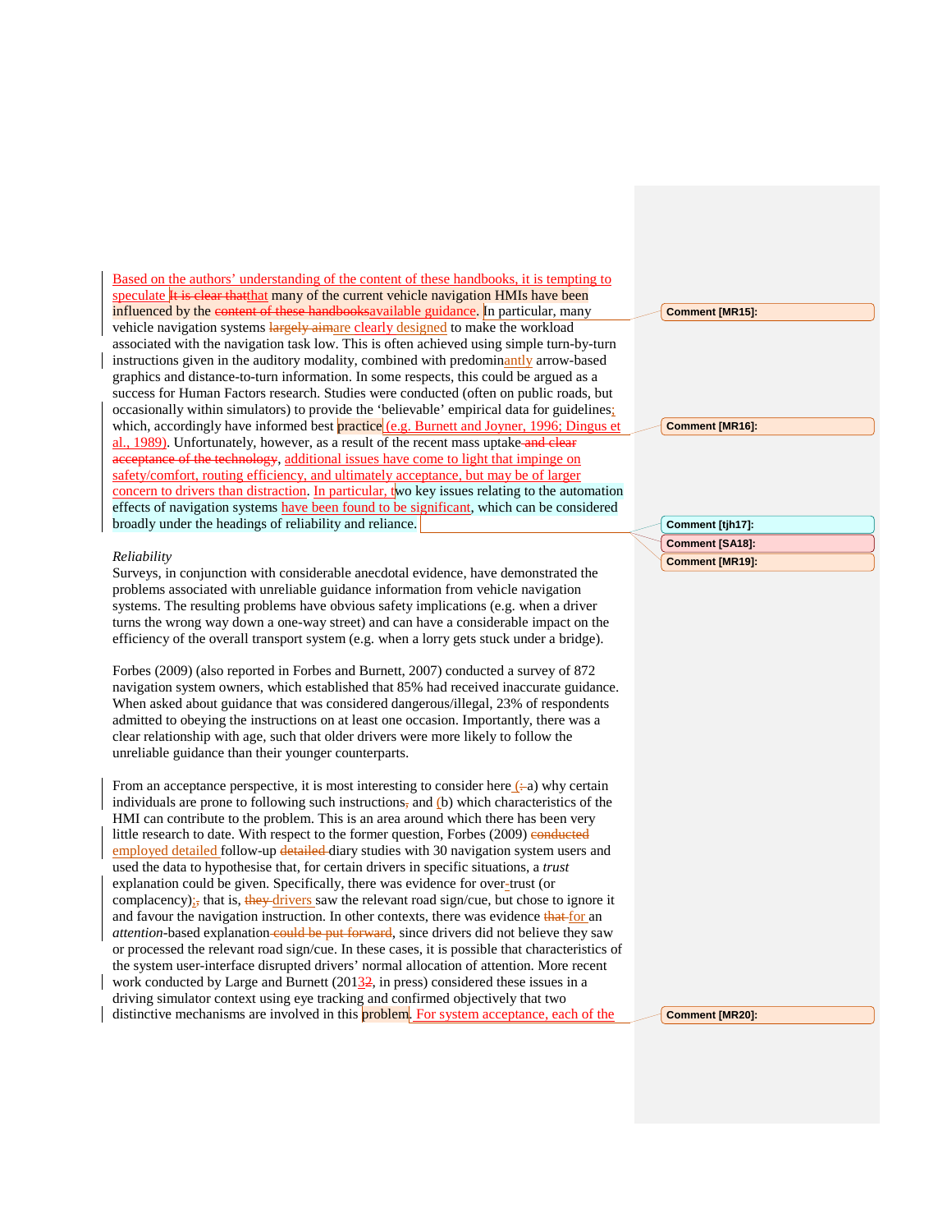Based on the authors' understanding of the content of these handbooks, it is tempting to speculate that many of the current vehicle navigation HMIs have been influenced by the available guidance. In particular, many vehicle navigation systems are clearly designed to make the workload associated with the navigation task low. This is often achieved using simple turn-by-turn instructions given in the auditory modality, combined with predominantly arrow-based graphics and distance-to-turn information. In some respects, this could be argued as a success for Human Factors research. Studies were conducted (often on public roads, but occasionally within simulators) to provide the 'believable' empirical data for guidelines; which, accordingly have informed best practice (e.g. Burnett and Joyner, 1996; Dingus et al., 1989). Unfortunately, however, as a result of the recent mass uptake, additional issues have come to light that impinge on safety/comfort, routing efficiency, and ultimately acceptance, but may be of larger concern to drivers than distraction. In particular, two key issues relating to the automation effects of navigation systems have been found to be significant, which can be considered broadly under the headings of reliability and reliance.

*Reliability*

Surveys, in conjunction with considerable anecdotal evidence, have demonstrated the problems associated with unreliable guidance information from vehicle navigation systems. The resulting problems have obvious safety implications (e.g. when a driver turns the wrong way down a one-way street) and can have a considerable impact on the efficiency of the overall transport system (e.g. when a lorry gets stuck under a bridge).

Forbes (2009) (also reported in Forbes and Burnett, 2007) conducted a survey of 872 navigation system owners, which established that 85% had received inaccurate guidance. When asked about guidance that was considered dangerous/illegal, 23% of respondents admitted to obeying the instructions on at least one occasion. Importantly, there was a clear relationship with age, such that older drivers were more likely to follow the unreliable guidance than their younger counterparts.

From an acceptance perspective, it is most interesting to consider here (a) why certain individuals are prone to following such instructions and (b) which characteristics of the HMI can contribute to the problem. This is an area around which there has been very little research to date. With respect to the former question, Forbes (2009) employed detailed follow-up diary studies with 30 navigation system users and used the data to hypothesise that, for certain drivers in specific situations, a *trust* explanation could be given. Specifically, there was evidence for over-trust (or complacency); that is, drivers saw the relevant road sign/cue, but chose to ignore it and favour the navigation instruction. In other contexts, there was evidence for an *attention*-based explanation, since drivers did not believe they saw or processed the relevant road sign/cue. In these cases, it is possible that characteristics of the system user-interface disrupted drivers' normal allocation of attention. More recent work conducted by Large and Burnett (2013, in press) considered these issues in a driving simulator context using eye tracking and confirmed objectively that two distinctive mechanisms are involved in this problem. For system acceptance, each of the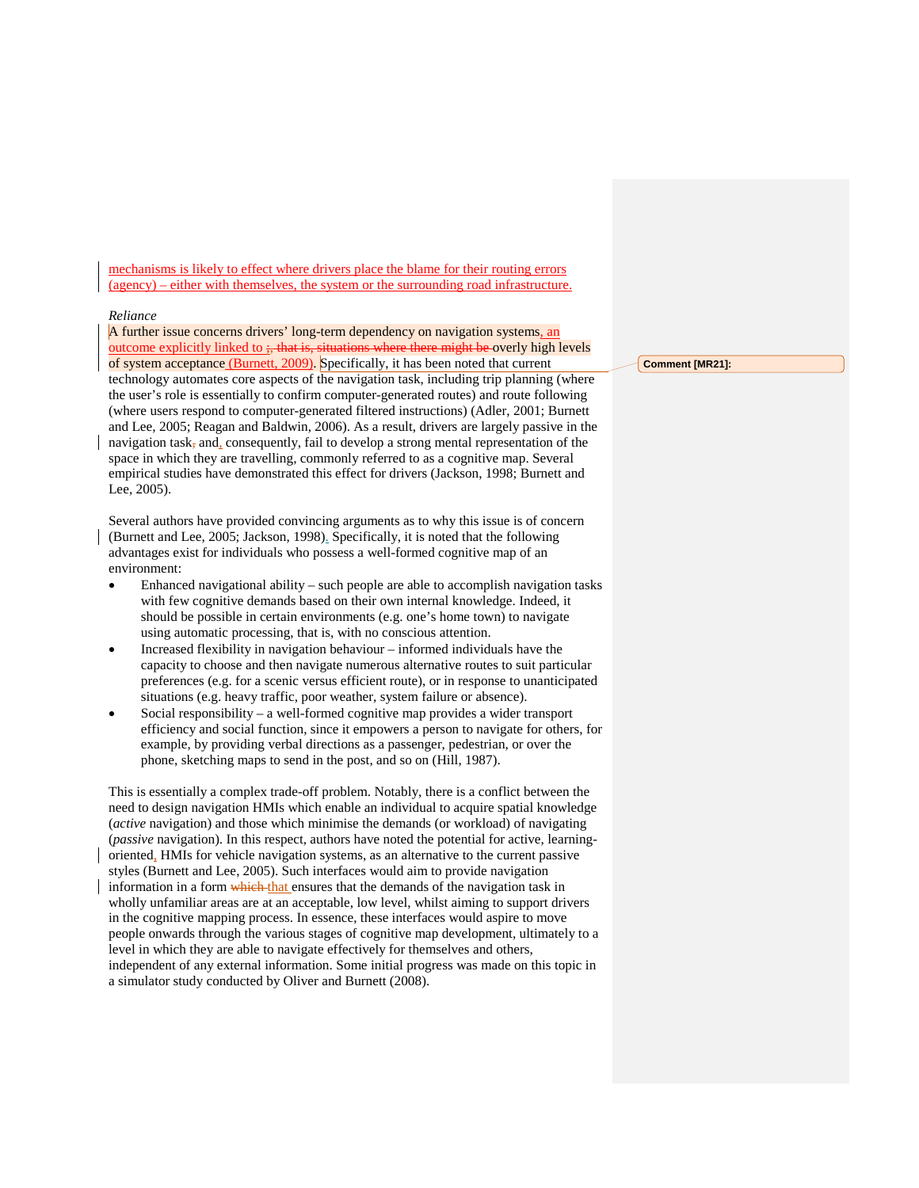mechanisms is likely to effect where drivers place the blame for their routing errors (agency) – either with themselves, the system or the surrounding road infrastructure.

*Reliance*

A further issue concerns drivers' long-term dependency on navigation systems, an outcome explicitly linked to overly high levels of system acceptance (Burnett, 2009). Specifically, it has been noted that current technology automates core aspects of the navigation task, including trip planning (where the user's role is essentially to confirm computer-generated routes) and route following (where users respond to computer-generated filtered instructions) (Adler, 2001; Burnett and Lee, 2005; Reagan and Baldwin, 2006). As a result, drivers are largely passive in the navigation task and, consequently, fail to develop a strong mental representation of the space in which they are travelling, commonly referred to as a cognitive map. Several empirical studies have demonstrated this effect for drivers (Jackson, 1998; Burnett and Lee, 2005).

Several authors have provided convincing arguments as to why this issue is of concern (Burnett and Lee, 2005; Jackson, 1998). Specifically, it is noted that the following advantages exist for individuals who possess a well-formed cognitive map of an environment:

- Enhanced navigational ability – such people are able to accomplish navigation tasks with few cognitive demands based on their own internal knowledge. Indeed, it should be possible in certain environments (e.g. one's home town) to navigate using automatic processing, that is, with no conscious attention.
- Increased flexibility in navigation behaviour – informed individuals have the capacity to choose and then navigate numerous alternative routes to suit particular preferences (e.g. for a scenic versus efficient route), or in response to unanticipated situations (e.g. heavy traffic, poor weather, system failure or absence).
- Social responsibility – a well-formed cognitive map provides a wider transport efficiency and social function, since it empowers a person to navigate for others, for example, by providing verbal directions as a passenger, pedestrian, or over the phone, sketching maps to send in the post, and so on (Hill, 1987).

This is essentially a complex trade-off problem. Notably, there is a conflict between the need to design navigation HMIs which enable an individual to acquire spatial knowledge (*active* navigation) and those which minimise the demands (or workload) of navigating (*passive* navigation). In this respect, authors have noted the potential for active, learning-oriented, HMIs for vehicle navigation systems, as an alternative to the current passive styles (Burnett and Lee, 2005). Such interfaces would aim to provide navigation information in a form that ensures that the demands of the navigation task in wholly unfamiliar areas are at an acceptable, low level, whilst aiming to support drivers in the cognitive mapping process. In essence, these interfaces would aspire to move people onwards through the various stages of cognitive map development, ultimately to a level in which they are able to navigate effectively for themselves and others, independent of any external information. Some initial progress was made on this topic in a simulator study conducted by Oliver and Burnett (2008).

Comment [MR21]: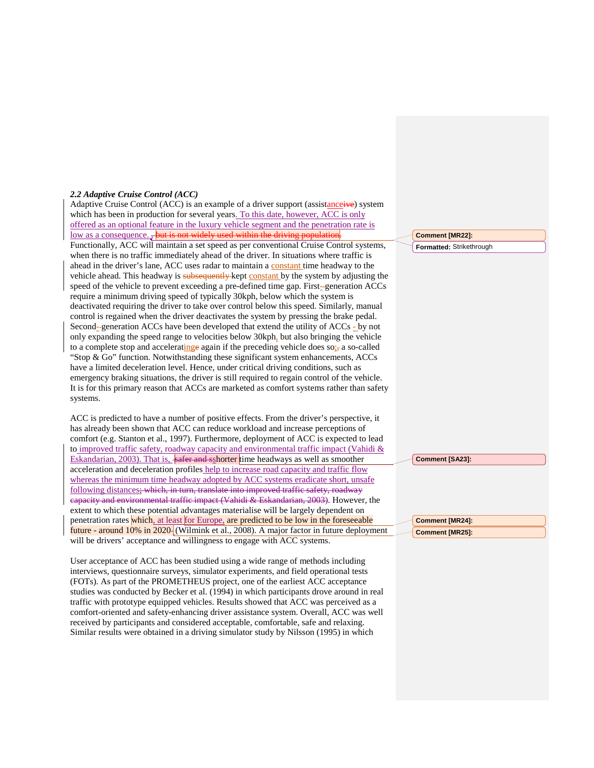### *2.2 Adaptive Cruise Control (ACC)*

Adaptive Cruise Control (ACC) is an example of a driver support (assistance) system which has been in production for several years. To this date, however, ACC is only offered as an optional feature in the luxury vehicle segment and the penetration rate is low as a consequence. Functionally, ACC will maintain a set speed as per conventional Cruise Control systems, when there is no traffic immediately ahead of the driver. In situations where traffic is ahead in the driver's lane, ACC uses radar to maintain a constant time headway to the vehicle ahead. This headway is kept constant by the system by adjusting the speed of the vehicle to prevent exceeding a pre-defined time gap. First-generation ACCs require a minimum driving speed of typically 30kph, below which the system is deactivated requiring the driver to take over control below this speed. Similarly, manual control is regained when the driver deactivates the system by pressing the brake pedal. Second-generation ACCs have been developed that extend the utility of ACCs - by not only expanding the speed range to velocities below 30kph, but also bringing the vehicle to a complete stop and accelerating again if the preceding vehicle does so; a so-called "Stop & Go" function. Notwithstanding these significant system enhancements, ACCs have a limited deceleration level. Hence, under critical driving conditions, such as emergency braking situations, the driver is still required to regain control of the vehicle. It is for this primary reason that ACCs are marketed as comfort systems rather than safety systems.

ACC is predicted to have a number of positive effects. From the driver's perspective, it has already been shown that ACC can reduce workload and increase perceptions of comfort (e.g. Stanton et al., 1997). Furthermore, deployment of ACC is expected to lead to improved traffic safety, roadway capacity and environmental traffic impact (Vahidi & Eskandarian, 2003). That is, shorter time headways as well as smoother acceleration and deceleration profiles help to increase road capacity and traffic flow whereas the minimum time headway adopted by ACC systems eradicate short, unsafe following distances. However, the extent to which these potential advantages materialise will be largely dependent on penetration rates which, at least for Europe, are predicted to be low in the foreseeable future - around 10% in 2020 (Wilmink et al., 2008). A major factor in future deployment will be drivers' acceptance and willingness to engage with ACC systems.

User acceptance of ACC has been studied using a wide range of methods including interviews, questionnaire surveys, simulator experiments, and field operational tests (FOTs). As part of the PROMETHEUS project, one of the earliest ACC acceptance studies was conducted by Becker et al. (1994) in which participants drove around in real traffic with prototype equipped vehicles. Results showed that ACC was perceived as a comfort-oriented and safety-enhancing driver assistance system. Overall, ACC was well received by participants and considered acceptable, comfortable, safe and relaxing. Similar results were obtained in a driving simulator study by Nilsson (1995) in which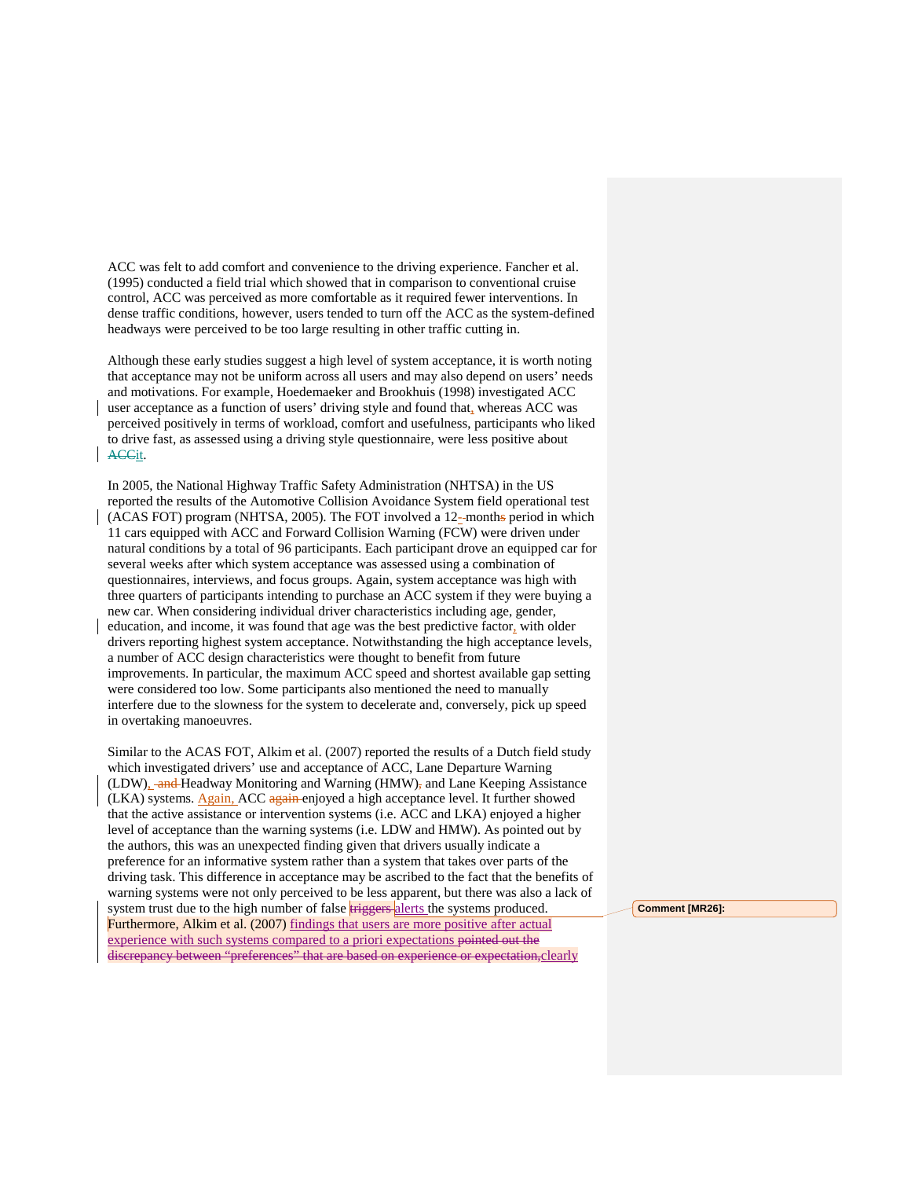ACC was felt to add comfort and convenience to the driving experience. Fancher et al. (1995) conducted a field trial which showed that in comparison to conventional cruise control, ACC was perceived as more comfortable as it required fewer interventions. In dense traffic conditions, however, users tended to turn off the ACC as the system-defined headways were perceived to be too large resulting in other traffic cutting in.

Although these early studies suggest a high level of system acceptance, it is worth noting that acceptance may not be uniform across all users and may also depend on users' needs and motivations. For example, Hoedemaeker and Brookhuis (1998) investigated ACC user acceptance as a function of users' driving style and found that, whereas ACC was perceived positively in terms of workload, comfort and usefulness, participants who liked to drive fast, as assessed using a driving style questionnaire, were less positive about it.

In 2005, the National Highway Traffic Safety Administration (NHTSA) in the US reported the results of the Automotive Collision Avoidance System field operational test (ACAS FOT) program (NHTSA, 2005). The FOT involved a 12-month period in which 11 cars equipped with ACC and Forward Collision Warning (FCW) were driven under natural conditions by a total of 96 participants. Each participant drove an equipped car for several weeks after which system acceptance was assessed using a combination of questionnaires, interviews, and focus groups. Again, system acceptance was high with three quarters of participants intending to purchase an ACC system if they were buying a new car. When considering individual driver characteristics including age, gender, education, and income, it was found that age was the best predictive factor, with older drivers reporting highest system acceptance. Notwithstanding the high acceptance levels, a number of ACC design characteristics were thought to benefit from future improvements. In particular, the maximum ACC speed and shortest available gap setting were considered too low. Some participants also mentioned the need to manually interfere due to the slowness for the system to decelerate and, conversely, pick up speed in overtaking manoeuvres.

Similar to the ACAS FOT, Alkim et al. (2007) reported the results of a Dutch field study which investigated drivers' use and acceptance of ACC, Lane Departure Warning (LDW), Headway Monitoring and Warning (HMW) and Lane Keeping Assistance (LKA) systems. Again, ACC enjoyed a high acceptance level. It further showed that the active assistance or intervention systems (i.e. ACC and LKA) enjoyed a higher level of acceptance than the warning systems (i.e. LDW and HMW). As pointed out by the authors, this was an unexpected finding given that drivers usually indicate a preference for an informative system rather than a system that takes over parts of the driving task. This difference in acceptance may be ascribed to the fact that the benefits of warning systems were not only perceived to be less apparent, but there was also a lack of system trust due to the high number of false alerts the systems produced. Furthermore, Alkim et al. (2007) findings that users are more positive after actual experience with such systems compared to a priori expectations clearly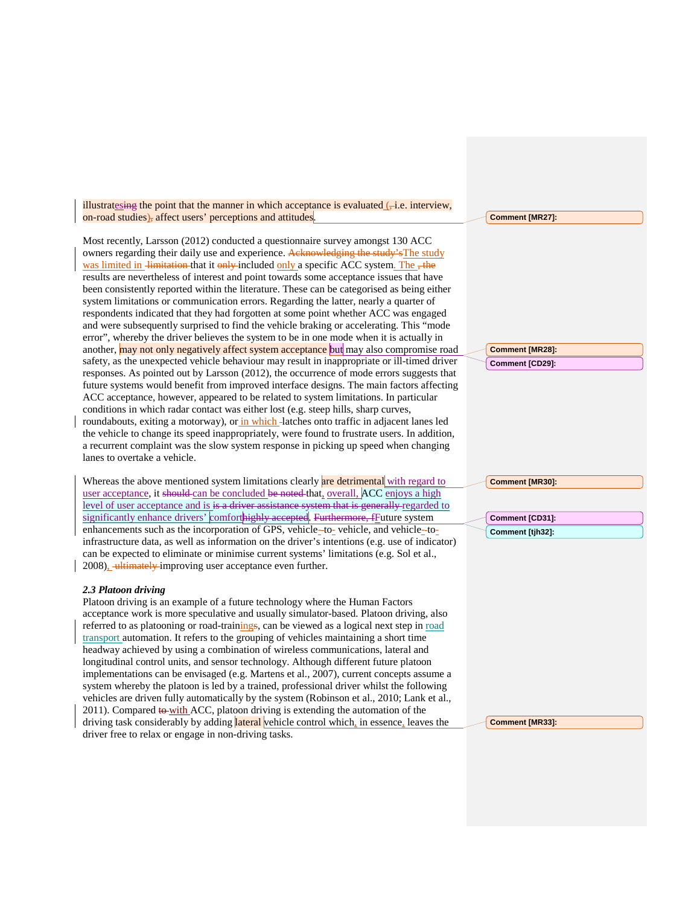illustrates the point that the manner in which acceptance is evaluated (i.e. interview, on-road studies) affect users' perceptions and attitudes.

Most recently, Larsson (2012) conducted a questionnaire survey amongst 130 ACC owners regarding their daily use and experience. The study was limited in that it included only a specific ACC system. The results are nevertheless of interest and point towards some acceptance issues that have been consistently reported within the literature. These can be categorised as being either system limitations or communication errors. Regarding the latter, nearly a quarter of respondents indicated that they had forgotten at some point whether ACC was engaged and were subsequently surprised to find the vehicle braking or accelerating. This "mode error", whereby the driver believes the system to be in one mode when it is actually in another, may not only negatively affect system acceptance but may also compromise road safety, as the unexpected vehicle behaviour may result in inappropriate or ill-timed driver responses. As pointed out by Larsson (2012), the occurrence of mode errors suggests that future systems would benefit from improved interface designs. The main factors affecting ACC acceptance, however, appeared to be related to system limitations. In particular conditions in which radar contact was either lost (e.g. steep hills, sharp curves, roundabouts, exiting a motorway), or in which latches onto traffic in adjacent lanes led the vehicle to change its speed inappropriately, were found to frustrate users. In addition, a recurrent complaint was the slow system response in picking up speed when changing lanes to overtake a vehicle.

Whereas the above mentioned system limitations clearly are detrimental with regard to user acceptance, it can be concluded that, overall, ACC enjoys a high level of user acceptance and is regarded to significantly enhance drivers' comfort. Future system enhancements such as the incorporation of GPS, vehicle-to-vehicle, and vehicle-to-infrastructure data, as well as information on the driver's intentions (e.g. use of indicator) can be expected to eliminate or minimise current systems' limitations (e.g. Sol et al., 2008), improving user acceptance even further.

### *2.3 Platoon driving*

Platoon driving is an example of a future technology where the Human Factors acceptance work is more speculative and usually simulator-based. Platoon driving, also referred to as platooning or road-trainings, can be viewed as a logical next step in road transport automation. It refers to the grouping of vehicles maintaining a short time headway achieved by using a combination of wireless communications, lateral and longitudinal control units, and sensor technology. Although different future platoon implementations can be envisaged (e.g. Martens et al., 2007), current concepts assume a system whereby the platoon is led by a trained, professional driver whilst the following vehicles are driven fully automatically by the system (Robinson et al., 2010; Lank et al., 2011). Compared with ACC, platoon driving is extending the automation of the driving task considerably by adding lateral vehicle control which, in essence, leaves the driver free to relax or engage in non-driving tasks.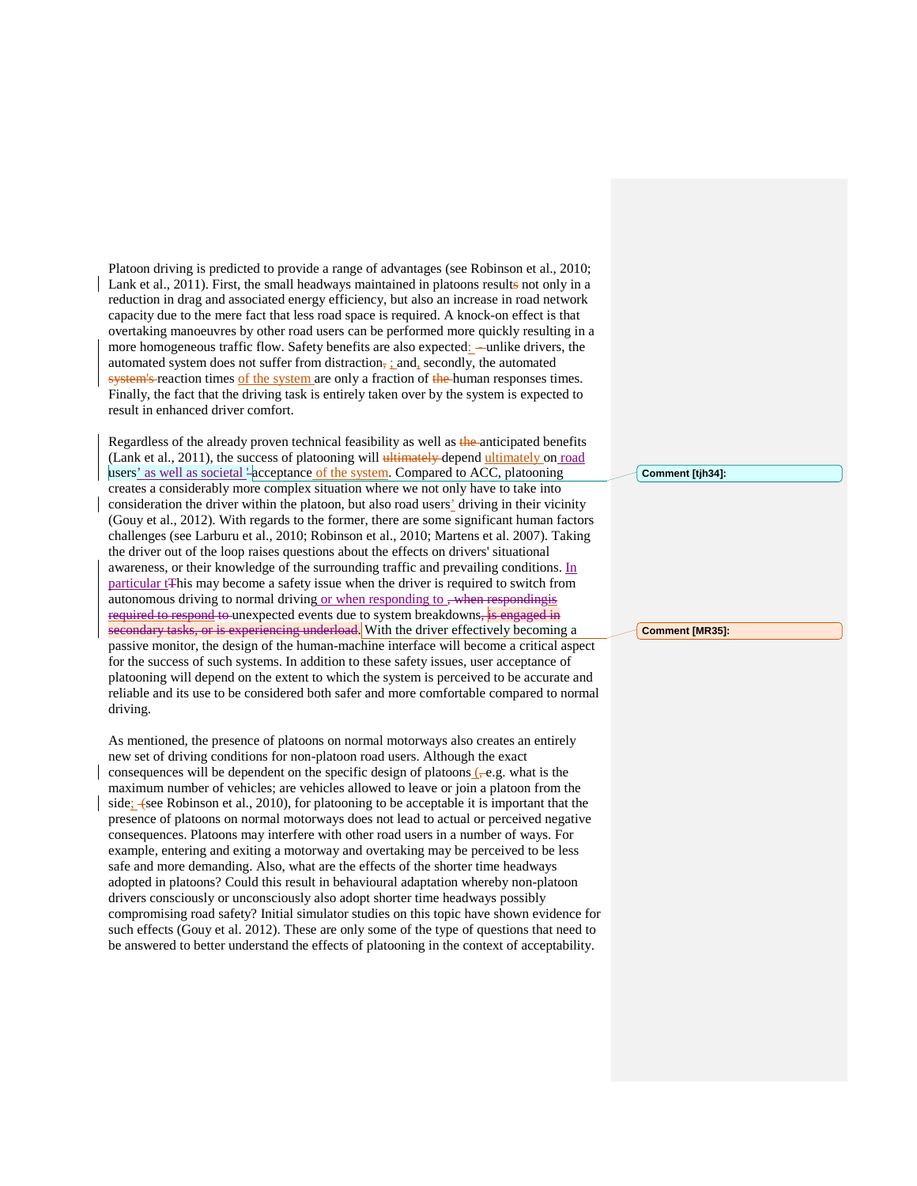Platoon driving is predicted to provide a range of advantages (see Robinson et al., 2010; Lank et al., 2011). First, the small headways maintained in platoons result not only in a reduction in drag and associated energy efficiency, but also an increase in road network capacity due to the mere fact that less road space is required. A knock-on effect is that overtaking manoeuvres by other road users can be performed more quickly resulting in a more homogeneous traffic flow. Safety benefits are also expected: unlike drivers, the automated system does not suffer from distraction; and secondly, the automated reaction times of the system are only a fraction of human responses times. Finally, the fact that the driving task is entirely taken over by the system is expected to result in enhanced driver comfort.

Regardless of the already proven technical feasibility as well as anticipated benefits (Lank et al., 2011), the success of platooning will depend ultimately on road users' as well as societal acceptance of the system. Compared to ACC, platooning creates a considerably more complex situation where we not only have to take into consideration the driver within the platoon, but also road users' driving in their vicinity (Gouy et al., 2012). With regards to the former, there are some significant human factors challenges (see Larburu et al., 2010; Robinson et al., 2010; Martens et al. 2007). Taking the driver out of the loop raises questions about the effects on drivers' situational awareness, or their knowledge of the surrounding traffic and prevailing conditions. In particular this may become a safety issue when the driver is required to switch from autonomous driving to normal driving or when responding to unexpected events due to system breakdowns. With the driver effectively becoming a passive monitor, the design of the human-machine interface will become a critical aspect for the success of such systems. In addition to these safety issues, user acceptance of platooning will depend on the extent to which the system is perceived to be accurate and reliable and its use to be considered both safer and more comfortable compared to normal driving.

As mentioned, the presence of platoons on normal motorways also creates an entirely new set of driving conditions for non-platoon road users. Although the exact consequences will be dependent on the specific design of platoons (e.g. what is the maximum number of vehicles; are vehicles allowed to leave or join a platoon from the side; see Robinson et al., 2010), for platooning to be acceptable it is important that the presence of platoons on normal motorways does not lead to actual or perceived negative consequences. Platoons may interfere with other road users in a number of ways. For example, entering and exiting a motorway and overtaking may be perceived to be less safe and more demanding. Also, what are the effects of the shorter time headways adopted in platoons? Could this result in behavioural adaptation whereby non-platoon drivers consciously or unconsciously also adopt shorter time headways possibly compromising road safety? Initial simulator studies on this topic have shown evidence for such effects (Gouy et al. 2012). These are only some of the type of questions that need to be answered to better understand the effects of platooning in the context of acceptability.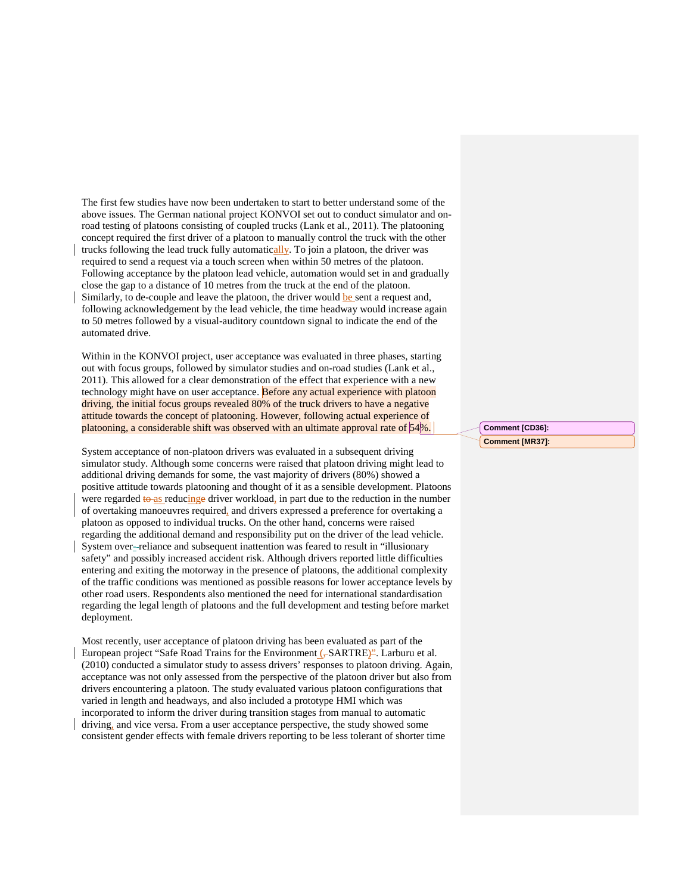The first few studies have now been undertaken to start to better understand some of the above issues. The German national project KONVOI set out to conduct simulator and on-road testing of platoons consisting of coupled trucks (Lank et al., 2011). The platooning concept required the first driver of a platoon to manually control the truck with the other trucks following the lead truck fully automatically. To join a platoon, the driver was required to send a request via a touch screen when within 50 metres of the platoon. Following acceptance by the platoon lead vehicle, automation would set in and gradually close the gap to a distance of 10 metres from the truck at the end of the platoon. Similarly, to de-couple and leave the platoon, the driver would be sent a request and, following acknowledgement by the lead vehicle, the time headway would increase again to 50 metres followed by a visual-auditory countdown signal to indicate the end of the automated drive.

Within in the KONVOI project, user acceptance was evaluated in three phases, starting out with focus groups, followed by simulator studies and on-road studies (Lank et al., 2011). This allowed for a clear demonstration of the effect that experience with a new technology might have on user acceptance. Before any actual experience with platoon driving, the initial focus groups revealed 80% of the truck drivers to have a negative attitude towards the concept of platooning. However, following actual experience of platooning, a considerable shift was observed with an ultimate approval rate of 54%.

System acceptance of non-platoon drivers was evaluated in a subsequent driving simulator study. Although some concerns were raised that platoon driving might lead to additional driving demands for some, the vast majority of drivers (80%) showed a positive attitude towards platooning and thought of it as a sensible development. Platoons were regarded as reducing driver workload, in part due to the reduction in the number of overtaking manoeuvres required, and drivers expressed a preference for overtaking a platoon as opposed to individual trucks. On the other hand, concerns were raised regarding the additional demand and responsibility put on the driver of the lead vehicle. System over-reliance and subsequent inattention was feared to result in "illusionary safety" and possibly increased accident risk. Although drivers reported little difficulties entering and exiting the motorway in the presence of platoons, the additional complexity of the traffic conditions was mentioned as possible reasons for lower acceptance levels by other road users. Respondents also mentioned the need for international standardisation regarding the legal length of platoons and the full development and testing before market deployment.

Most recently, user acceptance of platoon driving has been evaluated as part of the European project "Safe Road Trains for the Environment (SARTRE)". Larburu et al. (2010) conducted a simulator study to assess drivers' responses to platoon driving. Again, acceptance was not only assessed from the perspective of the platoon driver but also from drivers encountering a platoon. The study evaluated various platoon configurations that varied in length and headways, and also included a prototype HMI which was incorporated to inform the driver during transition stages from manual to automatic driving, and vice versa. From a user acceptance perspective, the study showed some consistent gender effects with female drivers reporting to be less tolerant of shorter time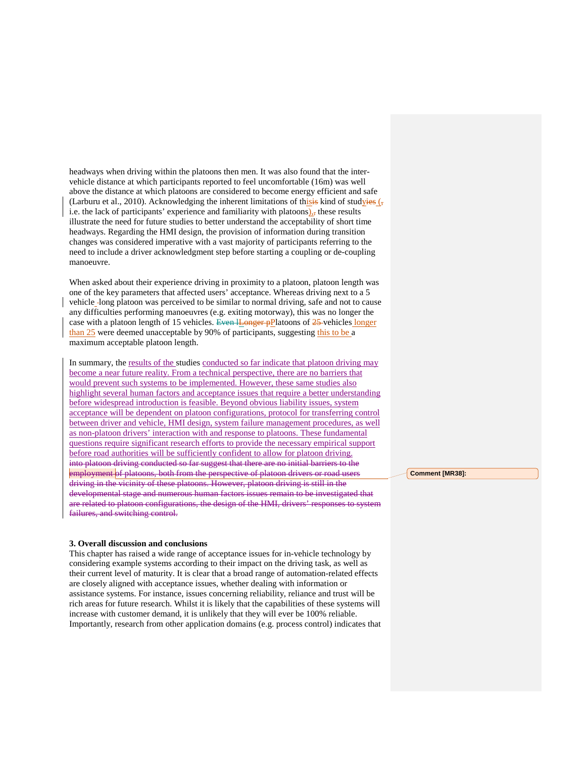headways when driving within the platoons then men. It was also found that the inter-vehicle distance at which participants reported to feel uncomfortable (16m) was well above the distance at which platoons are considered to become energy efficient and safe (Larburu et al., 2010). Acknowledging the inherent limitations of this~~is~~ kind of study~~ies~~ (~~,~~ i.e. the lack of participants' experience and familiarity with platoons)~~,~~ these results illustrate the need for future studies to better understand the acceptability of short time headways. Regarding the HMI design, the provision of information during transition changes was considered imperative with a vast majority of participants referring to the need to include a driver acknowledgment step before starting a coupling or de-coupling manoeuvre.

When asked about their experience driving in proximity to a platoon, platoon length was one of the key parameters that affected users' acceptance. Whereas driving next to a 5 vehicle ~~-~~long platoon was perceived to be similar to normal driving, safe and not to cause any difficulties performing manoeuvres (e.g. exiting motorway), this was no longer the case with a platoon length of 15 vehicles. ~~Even l~~~~Longer p~~Platoons of ~~25~~ vehicles longer than 25 were deemed unacceptable by 90% of participants, suggesting this to be a maximum acceptable platoon length.

In summary, the results of the studies conducted so far indicate that platoon driving may become a near future reality. From a technical perspective, there are no barriers that would prevent such systems to be implemented. However, these same studies also highlight several human factors and acceptance issues that require a better understanding before widespread introduction is feasible. Beyond obvious liability issues, system acceptance will be dependent on platoon configurations, protocol for transferring control between driver and vehicle, HMI design, system failure management procedures, as well as non-platoon drivers' interaction with and response to platoons. These fundamental questions require significant research efforts to provide the necessary empirical support before road authorities will be sufficiently confident to allow for platoon driving. ~~into platoon driving conducted so far suggest that there are no initial barriers to the employment of platoons, both from the perspective of platoon drivers or road users driving in the vicinity of these platoons. However, platoon driving is still in the developmental stage and numerous human factors issues remain to be investigated that are related to platoon configurations, the design of the HMI, drivers' responses to system failures, and switching control.~~

Comment [MR38]:

### 3. Overall discussion and conclusions

This chapter has raised a wide range of acceptance issues for in-vehicle technology by considering example systems according to their impact on the driving task, as well as their current level of maturity. It is clear that a broad range of automation-related effects are closely aligned with acceptance issues, whether dealing with information or assistance systems. For instance, issues concerning reliability, reliance and trust will be rich areas for future research. Whilst it is likely that the capabilities of these systems will increase with customer demand, it is unlikely that they will ever be 100% reliable. Importantly, research from other application domains (e.g. process control) indicates that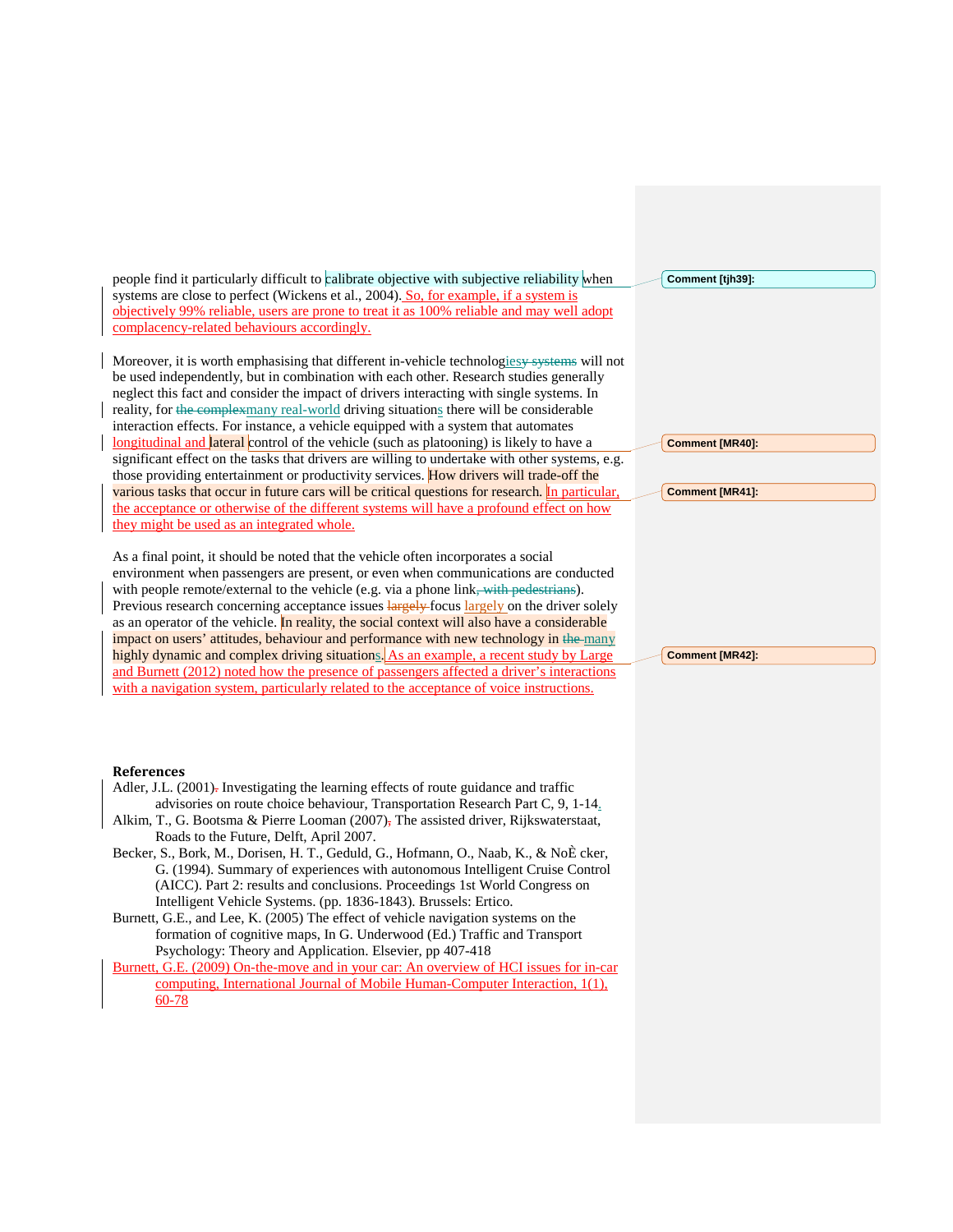people find it particularly difficult to calibrate objective with subjective reliability when systems are close to perfect (Wickens et al., 2004). So, for example, if a system is objectively 99% reliable, users are prone to treat it as 100% reliable and may well adopt complacency-related behaviours accordingly.

Moreover, it is worth emphasising that different in-vehicle technologies will not be used independently, but in combination with each other. Research studies generally neglect this fact and consider the impact of drivers interacting with single systems. In reality, for many real-world driving situations there will be considerable interaction effects. For instance, a vehicle equipped with a system that automates longitudinal and lateral control of the vehicle (such as platooning) is likely to have a significant effect on the tasks that drivers are willing to undertake with other systems, e.g. those providing entertainment or productivity services. How drivers will trade-off the various tasks that occur in future cars will be critical questions for research. In particular, the acceptance or otherwise of the different systems will have a profound effect on how they might be used as an integrated whole.

As a final point, it should be noted that the vehicle often incorporates a social environment when passengers are present, or even when communications are conducted with people remote/external to the vehicle (e.g. via a phone link). Previous research concerning acceptance issues focus largely on the driver solely as an operator of the vehicle. In reality, the social context will also have a considerable impact on users' attitudes, behaviour and performance with new technology in many highly dynamic and complex driving situations. As an example, a recent study by Large and Burnett (2012) noted how the presence of passengers affected a driver's interactions with a navigation system, particularly related to the acceptance of voice instructions.

**References**

Adler, J.L. (2001). Investigating the learning effects of route guidance and traffic advisories on route choice behaviour, Transportation Research Part C, 9, 1-14.

Alkim, T., G. Bootsma & Pierre Looman (2007), The assisted driver, Rijkswaterstaat, Roads to the Future, Delft, April 2007.

Becker, S., Bork, M., Dorisen, H. T., Geduld, G., Hofmann, O., Naab, K., & NoÈcker, G. (1994). Summary of experiences with autonomous Intelligent Cruise Control (AICC). Part 2: results and conclusions. Proceedings 1st World Congress on Intelligent Vehicle Systems. (pp. 1836-1843). Brussels: Ertico.

Burnett, G.E., and Lee, K. (2005) The effect of vehicle navigation systems on the formation of cognitive maps, In G. Underwood (Ed.) Traffic and Transport Psychology: Theory and Application. Elsevier, pp 407-418

Burnett, G.E. (2009) On-the-move and in your car: An overview of HCI issues for in-car computing, International Journal of Mobile Human-Computer Interaction, 1(1), 60-78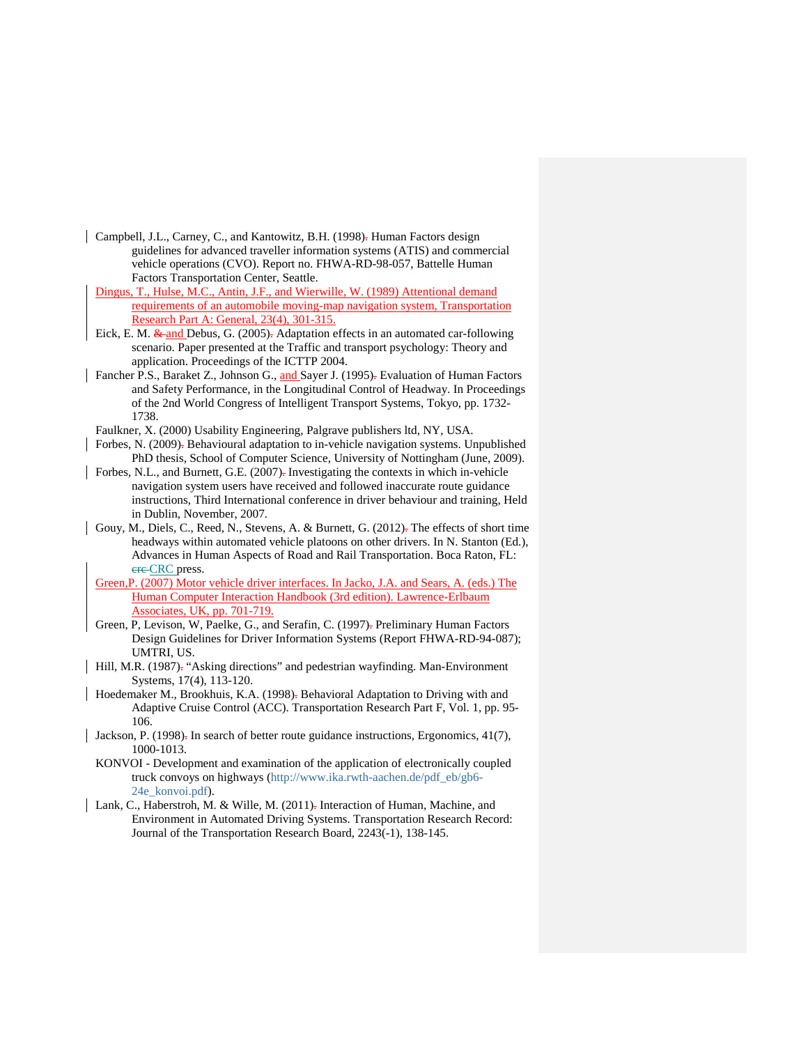Campbell, J.L., Carney, C., and Kantowitz, B.H. (1998) Human Factors design guidelines for advanced traveller information systems (ATIS) and commercial vehicle operations (CVO). Report no. FHWA-RD-98-057, Battelle Human Factors Transportation Center, Seattle.

Dingus, T., Hulse, M.C., Antin, J.F., and Wierwille, W. (1989) Attentional demand requirements of an automobile moving-map navigation system, Transportation Research Part A: General, 23(4), 301-315.

Eick, E. M. and Debus, G. (2005) Adaptation effects in an automated car-following scenario. Paper presented at the Traffic and transport psychology: Theory and application. Proceedings of the ICTTP 2004.

Fancher P.S., Baraket Z., Johnson G., and Sayer J. (1995) Evaluation of Human Factors and Safety Performance, in the Longitudinal Control of Headway. In Proceedings of the 2nd World Congress of Intelligent Transport Systems, Tokyo, pp. 1732-1738.

Faulkner, X. (2000) Usability Engineering, Palgrave publishers ltd, NY, USA.

Forbes, N. (2009) Behavioural adaptation to in-vehicle navigation systems. Unpublished PhD thesis, School of Computer Science, University of Nottingham (June, 2009).

Forbes, N.L., and Burnett, G.E. (2007) Investigating the contexts in which in-vehicle navigation system users have received and followed inaccurate route guidance instructions, Third International conference in driver behaviour and training, Held in Dublin, November, 2007.

Gouy, M., Diels, C., Reed, N., Stevens, A. & Burnett, G. (2012) The effects of short time headways within automated vehicle platoons on other drivers. In N. Stanton (Ed.), Advances in Human Aspects of Road and Rail Transportation. Boca Raton, FL: CRC press.

Green,P. (2007) Motor vehicle driver interfaces. In Jacko, J.A. and Sears, A. (eds.) The Human Computer Interaction Handbook (3rd edition). Lawrence-Erlbaum Associates, UK, pp. 701-719.

Green, P, Levison, W, Paelke, G., and Serafin, C. (1997) Preliminary Human Factors Design Guidelines for Driver Information Systems (Report FHWA-RD-94-087); UMTRI, US.

Hill, M.R. (1987) "Asking directions" and pedestrian wayfinding. Man-Environment Systems, 17(4), 113-120.

Hoedemaker M., Brookhuis, K.A. (1998) Behavioral Adaptation to Driving with and Adaptive Cruise Control (ACC). Transportation Research Part F, Vol. 1, pp. 95-106.

Jackson, P. (1998) In search of better route guidance instructions, Ergonomics, 41(7), 1000-1013.

KONVOI - Development and examination of the application of electronically coupled truck convoys on highways (http://www.ika.rwth-aachen.de/pdf_eb/gb6-24e_konvoi.pdf).

Lank, C., Haberstroh, M. & Wille, M. (2011) Interaction of Human, Machine, and Environment in Automated Driving Systems. Transportation Research Record: Journal of the Transportation Research Board, 2243(-1), 138-145.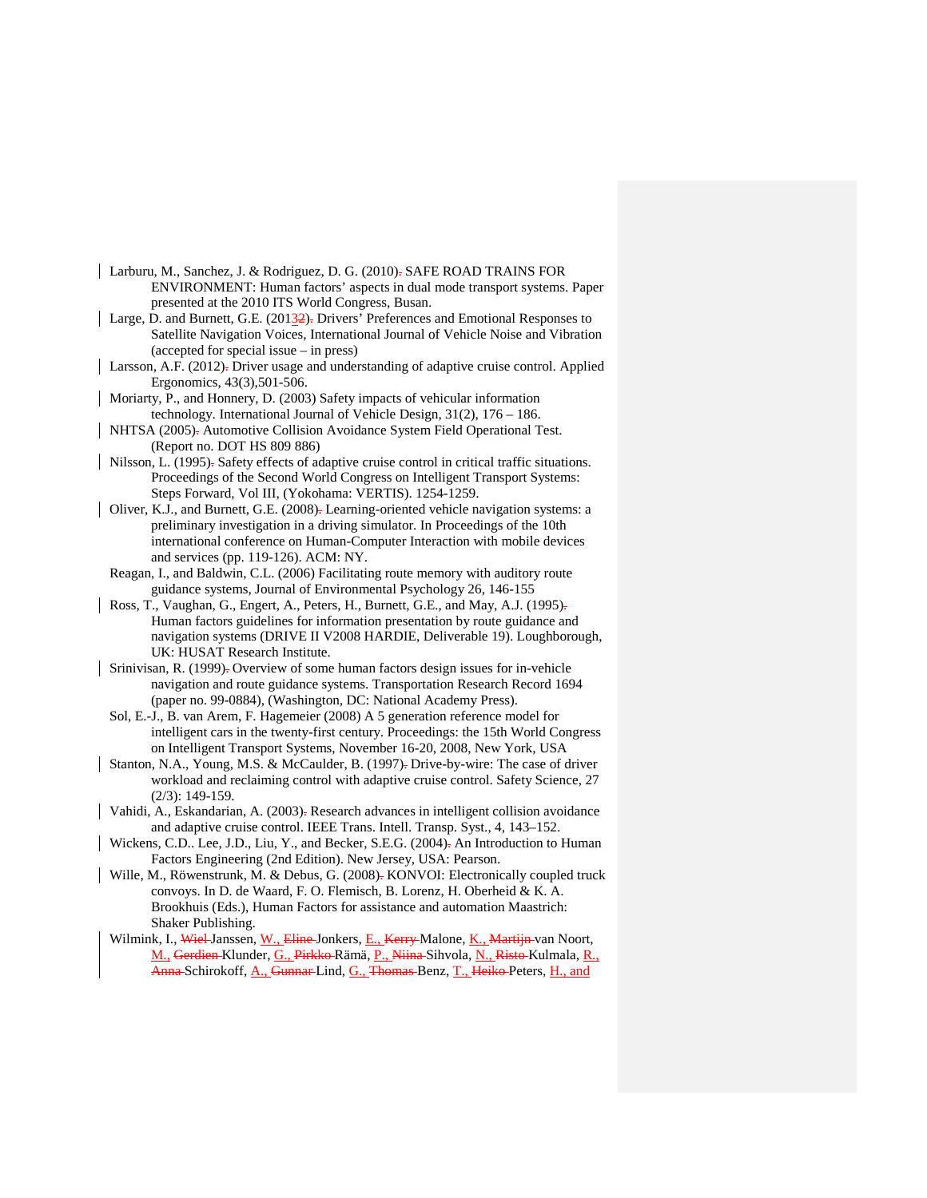Larburu, M., Sanchez, J. & Rodriguez, D. G. (2010). SAFE ROAD TRAINS FOR ENVIRONMENT: Human factors' aspects in dual mode transport systems. Paper presented at the 2010 ITS World Congress, Busan.

Large, D. and Burnett, G.E. (2013). Drivers' Preferences and Emotional Responses to Satellite Navigation Voices, International Journal of Vehicle Noise and Vibration (accepted for special issue – in press)

Larsson, A.F. (2012). Driver usage and understanding of adaptive cruise control. Applied Ergonomics, 43(3),501-506.

Moriarty, P., and Honnery, D. (2003) Safety impacts of vehicular information technology. International Journal of Vehicle Design, 31(2), 176 – 186.

NHTSA (2005). Automotive Collision Avoidance System Field Operational Test. (Report no. DOT HS 809 886)

Nilsson, L. (1995). Safety effects of adaptive cruise control in critical traffic situations. Proceedings of the Second World Congress on Intelligent Transport Systems: Steps Forward, Vol III, (Yokohama: VERTIS). 1254-1259.

Oliver, K.J., and Burnett, G.E. (2008). Learning-oriented vehicle navigation systems: a preliminary investigation in a driving simulator. In Proceedings of the 10th international conference on Human-Computer Interaction with mobile devices and services (pp. 119-126). ACM: NY.

Reagan, I., and Baldwin, C.L. (2006) Facilitating route memory with auditory route guidance systems, Journal of Environmental Psychology 26, 146-155

Ross, T., Vaughan, G., Engert, A., Peters, H., Burnett, G.E., and May, A.J. (1995). Human factors guidelines for information presentation by route guidance and navigation systems (DRIVE II V2008 HARDIE, Deliverable 19). Loughborough, UK: HUSAT Research Institute.

Srinivisan, R. (1999). Overview of some human factors design issues for in-vehicle navigation and route guidance systems. Transportation Research Record 1694 (paper no. 99-0884), (Washington, DC: National Academy Press).

Sol, E.-J., B. van Arem, F. Hagemeier (2008) A 5 generation reference model for intelligent cars in the twenty-first century. Proceedings: the 15th World Congress on Intelligent Transport Systems, November 16-20, 2008, New York, USA

Stanton, N.A., Young, M.S. & McCaulder, B. (1997). Drive-by-wire: The case of driver workload and reclaiming control with adaptive cruise control. Safety Science, 27 (2/3): 149-159.

Vahidi, A., Eskandarian, A. (2003). Research advances in intelligent collision avoidance and adaptive cruise control. IEEE Trans. Intell. Transp. Syst., 4, 143–152.

Wickens, C.D.. Lee, J.D., Liu, Y., and Becker, S.E.G. (2004). An Introduction to Human Factors Engineering (2nd Edition). New Jersey, USA: Pearson.

Wille, M., Röwenstrunk, M. & Debus, G. (2008). KONVOI: Electronically coupled truck convoys. In D. de Waard, F. O. Flemisch, B. Lorenz, H. Oberheid & K. A. Brookhuis (Eds.), Human Factors for assistance and automation Maastrich: Shaker Publishing.

Wilmink, I., Janssen, W., Jonkers, E., Malone, K., van Noort, M., Klunder, G., Rämä, P., Sihvola, N., Kulmala, R., Schirokoff, A., Lind, G., Benz, T., Peters, H., and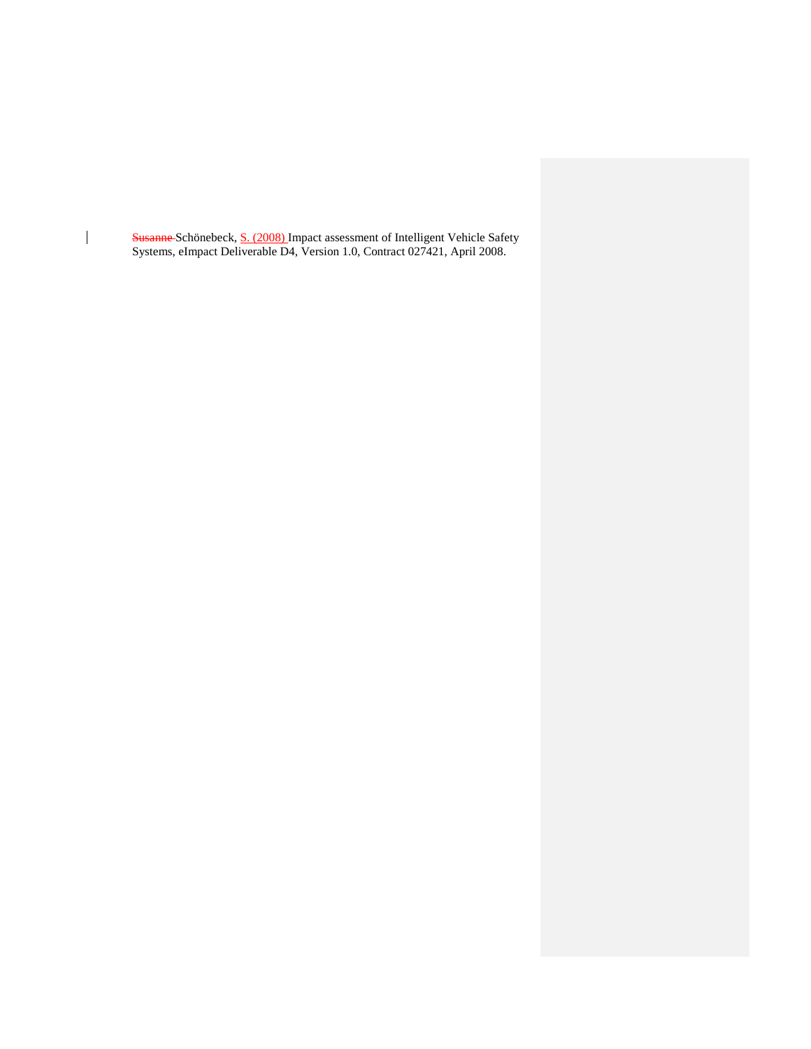~~Susanne~~ Schönebeck, S. (2008) Impact assessment of Intelligent Vehicle Safety Systems, eImpact Deliverable D4, Version 1.0, Contract 027421, April 2008.